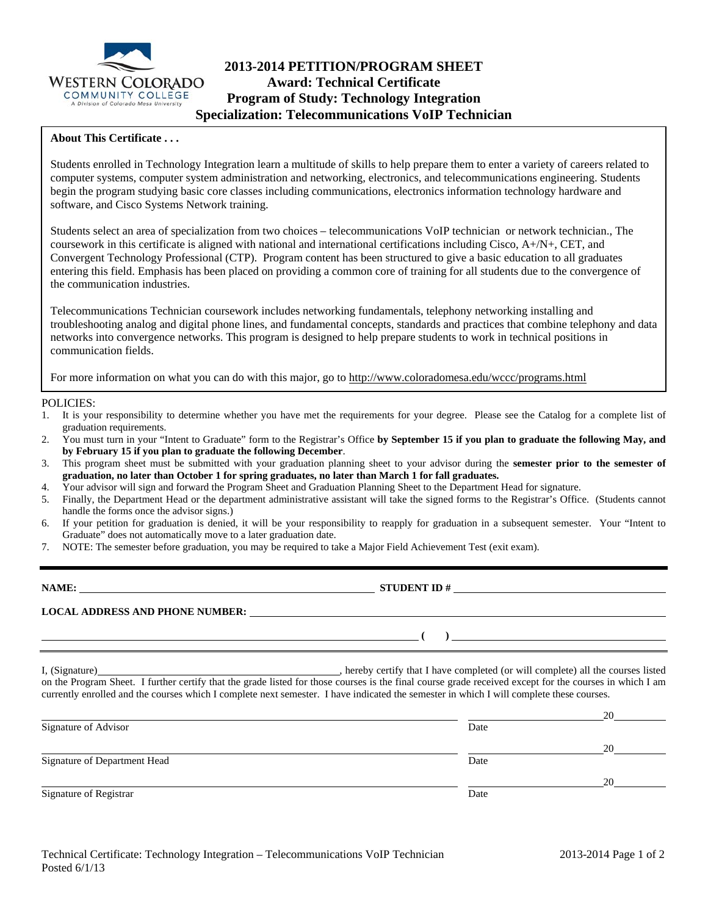# 2013-2014 PETITION/PROGRAM SHEET
## Award: Technical Certificate
## Program of Study: Technology Integration
## Specialization: Telecommunications VoIP Technician

**About This Certificate . . .**

Students enrolled in Technology Integration learn a multitude of skills to help prepare them to enter a variety of careers related to computer systems, computer system administration and networking, electronics, and telecommunications engineering. Students begin the program studying basic core classes including communications, electronics information technology hardware and software, and Cisco Systems Network training.

Students select an area of specialization from two choices – telecommunications VoIP technician or network technician., The coursework in this certificate is aligned with national and international certifications including Cisco, A+/N+, CET, and Convergent Technology Professional (CTP). Program content has been structured to give a basic education to all graduates entering this field. Emphasis has been placed on providing a common core of training for all students due to the convergence of the communication industries.

Telecommunications Technician coursework includes networking fundamentals, telephony networking installing and troubleshooting analog and digital phone lines, and fundamental concepts, standards and practices that combine telephony and data networks into convergence networks. This program is designed to help prepare students to work in technical positions in communication fields.

For more information on what you can do with this major, go to http://www.coloradomesa.edu/wccc/programs.html

POLICIES:

1. It is your responsibility to determine whether you have met the requirements for your degree. Please see the Catalog for a complete list of graduation requirements.
2. You must turn in your "Intent to Graduate" form to the Registrar's Office **by September 15 if you plan to graduate the following May, and by February 15 if you plan to graduate the following December**.
3. This program sheet must be submitted with your graduation planning sheet to your advisor during the **semester prior to the semester of graduation, no later than October 1 for spring graduates, no later than March 1 for fall graduates.**
4. Your advisor will sign and forward the Program Sheet and Graduation Planning Sheet to the Department Head for signature.
5. Finally, the Department Head or the department administrative assistant will take the signed forms to the Registrar's Office. (Students cannot handle the forms once the advisor signs.)
6. If your petition for graduation is denied, it will be your responsibility to reapply for graduation in a subsequent semester. Your "Intent to Graduate" does not automatically move to a later graduation date.
7. NOTE: The semester before graduation, you may be required to take a Major Field Achievement Test (exit exam).

---

**NAME:** ______________________________ **STUDENT ID #** ______________________________

**LOCAL ADDRESS AND PHONE NUMBER:** ______________________________

______________________________ **(    )** ______________________________

I, (Signature)______________________________, hereby certify that I have completed (or will complete) all the courses listed on the Program Sheet. I further certify that the grade listed for those courses is the final course grade received except for the courses in which I am currently enrolled and the courses which I complete next semester. I have indicated the semester in which I will complete these courses.

______________________________ ______________20______
Signature of Advisor Date

______________________________ ______________20______
Signature of Department Head Date

______________________________ ______________20______
Signature of Registrar Date

Technical Certificate: Technology Integration – Telecommunications VoIP Technician
Posted 6/1/13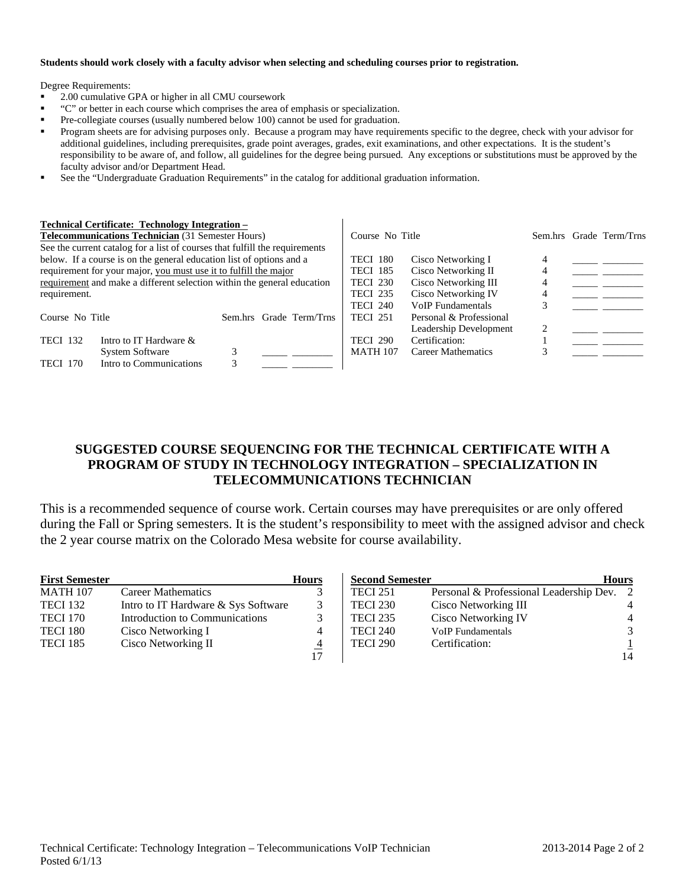**Students should work closely with a faculty advisor when selecting and scheduling courses prior to registration.**

Degree Requirements:

- 2.00 cumulative GPA or higher in all CMU coursework
- "C" or better in each course which comprises the area of emphasis or specialization.
- Pre-collegiate courses (usually numbered below 100) cannot be used for graduation.
- Program sheets are for advising purposes only. Because a program may have requirements specific to the degree, check with your advisor for additional guidelines, including prerequisites, grade point averages, grades, exit examinations, and other expectations. It is the student's responsibility to be aware of, and follow, all guidelines for the degree being pursued. Any exceptions or substitutions must be approved by the faculty advisor and/or Department Head.
- See the "Undergraduate Graduation Requirements" in the catalog for additional graduation information.

**Technical Certificate: Technology Integration – Telecommunications Technician** (31 Semester Hours)

See the current catalog for a list of courses that fulfill the requirements below. If a course is on the general education list of options and a requirement for your major, you must use it to fulfill the major requirement and make a different selection within the general education requirement.

| Course No | Title | Sem.hrs | Grade | Term/Trns |
|---|---|---|---|---|
| TECI 132 | Intro to IT Hardware & System Software | 3 | _____ | ________ |
| TECI 170 | Intro to Communications | 3 | _____ | ________ |
| TECI 180 | Cisco Networking I | 4 | _____ | ________ |
| TECI 185 | Cisco Networking II | 4 | _____ | ________ |
| TECI 230 | Cisco Networking III | 4 | _____ | ________ |
| TECI 235 | Cisco Networking IV | 4 | _____ | ________ |
| TECI 240 | VoIP Fundamentals | 3 | _____ | ________ |
| TECI 251 | Personal & Professional Leadership Development | 2 | _____ | ________ |
| TECI 290 | Certification: | 1 | _____ | ________ |
| MATH 107 | Career Mathematics | 3 | _____ | ________ |

## SUGGESTED COURSE SEQUENCING FOR THE TECHNICAL CERTIFICATE WITH A PROGRAM OF STUDY IN TECHNOLOGY INTEGRATION – SPECIALIZATION IN TELECOMMUNICATIONS TECHNICIAN

This is a recommended sequence of course work. Certain courses may have prerequisites or are only offered during the Fall or Spring semesters. It is the student's responsibility to meet with the assigned advisor and check the 2 year course matrix on the Colorado Mesa website for course availability.

| First Semester | | Hours |
|---|---|---|
| MATH 107 | Career Mathematics | 3 |
| TECI 132 | Intro to IT Hardware & Sys Software | 3 |
| TECI 170 | Introduction to Communications | 3 |
| TECI 180 | Cisco Networking I | 4 |
| TECI 185 | Cisco Networking II | 4 |
| | | 17 |

| Second Semester | | Hours |
|---|---|---|
| TECI 251 | Personal & Professional Leadership Dev. | 2 |
| TECI 230 | Cisco Networking III | 4 |
| TECI 235 | Cisco Networking IV | 4 |
| TECI 240 | VoIP Fundamentals | 3 |
| TECI 290 | Certification: | 1 |
| | | 14 |

Technical Certificate: Technology Integration – Telecommunications VoIP Technician 2013-2014
Posted 6/1/13